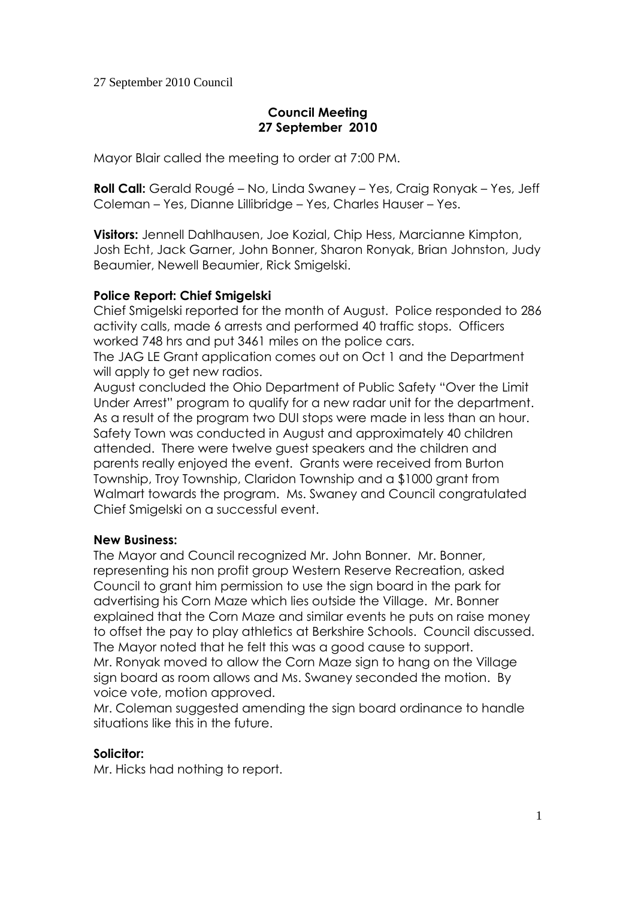27 September 2010 Council

## Council Meeting
## 27 September 2010

Mayor Blair called the meeting to order at 7:00 PM.

**Roll Call:** Gerald Rougé – No, Linda Swaney – Yes, Craig Ronyak – Yes, Jeff Coleman – Yes, Dianne Lillibridge – Yes, Charles Hauser – Yes.

**Visitors:** Jennell Dahlhausen, Joe Kozial, Chip Hess, Marcianne Kimpton, Josh Echt, Jack Garner, John Bonner, Sharon Ronyak, Brian Johnston, Judy Beaumier, Newell Beaumier, Rick Smigelski.

**Police Report: Chief Smigelski**

Chief Smigelski reported for the month of August. Police responded to 286 activity calls, made 6 arrests and performed 40 traffic stops. Officers worked 748 hrs and put 3461 miles on the police cars.

The JAG LE Grant application comes out on Oct 1 and the Department will apply to get new radios.

August concluded the Ohio Department of Public Safety "Over the Limit Under Arrest" program to qualify for a new radar unit for the department. As a result of the program two DUI stops were made in less than an hour.

Safety Town was conducted in August and approximately 40 children attended. There were twelve guest speakers and the children and parents really enjoyed the event. Grants were received from Burton Township, Troy Township, Claridon Township and a $1000 grant from Walmart towards the program. Ms. Swaney and Council congratulated Chief Smigelski on a successful event.

**New Business:**

The Mayor and Council recognized Mr. John Bonner. Mr. Bonner, representing his non profit group Western Reserve Recreation, asked Council to grant him permission to use the sign board in the park for advertising his Corn Maze which lies outside the Village. Mr. Bonner explained that the Corn Maze and similar events he puts on raise money to offset the pay to play athletics at Berkshire Schools. Council discussed. The Mayor noted that he felt this was a good cause to support.

Mr. Ronyak moved to allow the Corn Maze sign to hang on the Village sign board as room allows and Ms. Swaney seconded the motion. By voice vote, motion approved.

Mr. Coleman suggested amending the sign board ordinance to handle situations like this in the future.

**Solicitor:**

Mr. Hicks had nothing to report.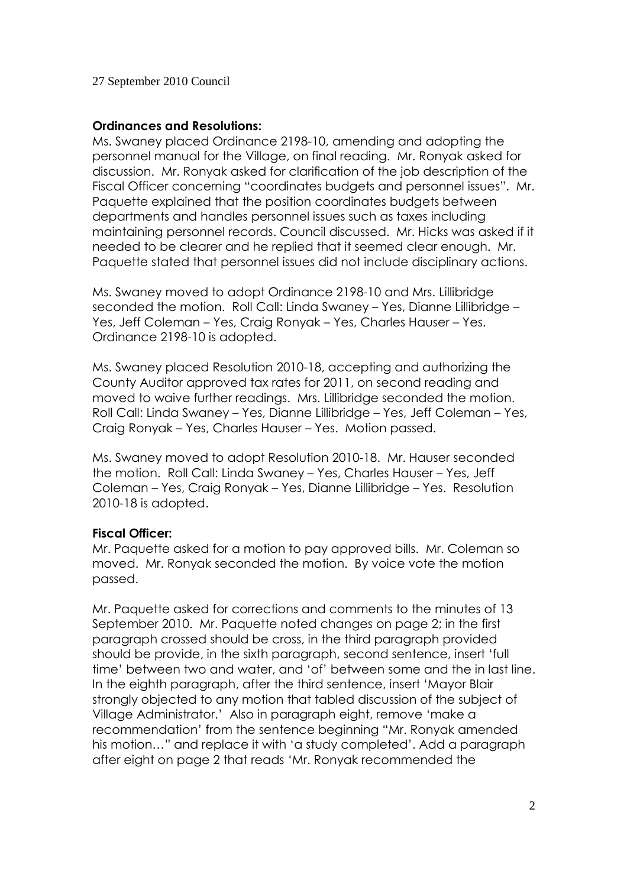27 September 2010 Council

**Ordinances and Resolutions:**

Ms. Swaney placed Ordinance 2198-10, amending and adopting the personnel manual for the Village, on final reading. Mr. Ronyak asked for discussion. Mr. Ronyak asked for clarification of the job description of the Fiscal Officer concerning "coordinates budgets and personnel issues". Mr. Paquette explained that the position coordinates budgets between departments and handles personnel issues such as taxes including maintaining personnel records. Council discussed. Mr. Hicks was asked if it needed to be clearer and he replied that it seemed clear enough. Mr. Paquette stated that personnel issues did not include disciplinary actions.

Ms. Swaney moved to adopt Ordinance 2198-10 and Mrs. Lillibridge seconded the motion. Roll Call: Linda Swaney – Yes, Dianne Lillibridge – Yes, Jeff Coleman – Yes, Craig Ronyak – Yes, Charles Hauser – Yes. Ordinance 2198-10 is adopted.

Ms. Swaney placed Resolution 2010-18, accepting and authorizing the County Auditor approved tax rates for 2011, on second reading and moved to waive further readings. Mrs. Lillibridge seconded the motion. Roll Call: Linda Swaney – Yes, Dianne Lillibridge – Yes, Jeff Coleman – Yes, Craig Ronyak – Yes, Charles Hauser – Yes. Motion passed.

Ms. Swaney moved to adopt Resolution 2010-18. Mr. Hauser seconded the motion. Roll Call: Linda Swaney – Yes, Charles Hauser – Yes, Jeff Coleman – Yes, Craig Ronyak – Yes, Dianne Lillibridge – Yes. Resolution 2010-18 is adopted.

**Fiscal Officer:**

Mr. Paquette asked for a motion to pay approved bills. Mr. Coleman so moved. Mr. Ronyak seconded the motion. By voice vote the motion passed.

Mr. Paquette asked for corrections and comments to the minutes of 13 September 2010. Mr. Paquette noted changes on page 2; in the first paragraph crossed should be cross, in the third paragraph provided should be provide, in the sixth paragraph, second sentence, insert 'full time' between two and water, and 'of' between some and the in last line. In the eighth paragraph, after the third sentence, insert 'Mayor Blair strongly objected to any motion that tabled discussion of the subject of Village Administrator.' Also in paragraph eight, remove 'make a recommendation' from the sentence beginning "Mr. Ronyak amended his motion…" and replace it with 'a study completed'. Add a paragraph after eight on page 2 that reads 'Mr. Ronyak recommended the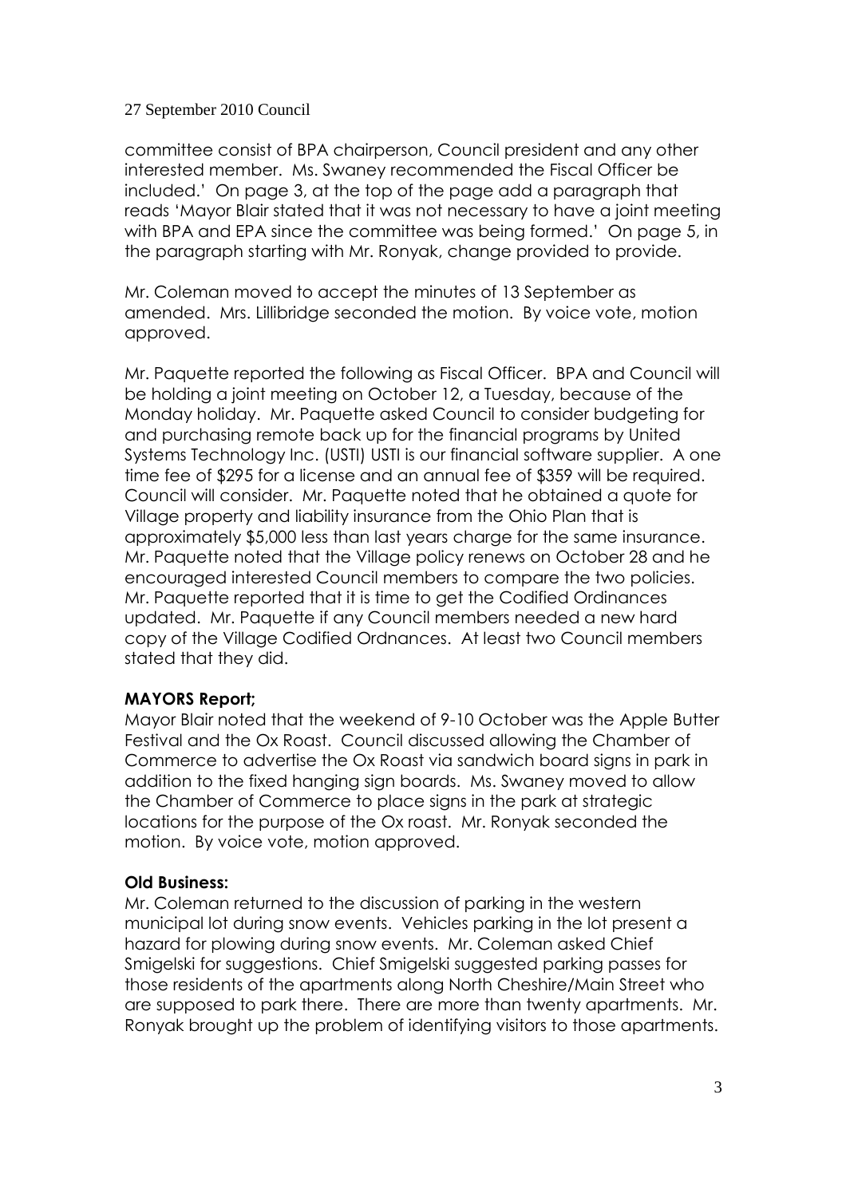committee consist of BPA chairperson, Council president and any other interested member. Ms. Swaney recommended the Fiscal Officer be included.' On page 3, at the top of the page add a paragraph that reads 'Mayor Blair stated that it was not necessary to have a joint meeting with BPA and EPA since the committee was being formed.' On page 5, in the paragraph starting with Mr. Ronyak, change provided to provide.

Mr. Coleman moved to accept the minutes of 13 September as amended. Mrs. Lillibridge seconded the motion. By voice vote, motion approved.

Mr. Paquette reported the following as Fiscal Officer. BPA and Council will be holding a joint meeting on October 12, a Tuesday, because of the Monday holiday. Mr. Paquette asked Council to consider budgeting for and purchasing remote back up for the financial programs by United Systems Technology Inc. (USTI) USTI is our financial software supplier. A one time fee of $295 for a license and an annual fee of $359 will be required. Council will consider. Mr. Paquette noted that he obtained a quote for Village property and liability insurance from the Ohio Plan that is approximately $5,000 less than last years charge for the same insurance. Mr. Paquette noted that the Village policy renews on October 28 and he encouraged interested Council members to compare the two policies. Mr. Paquette reported that it is time to get the Codified Ordinances updated. Mr. Paquette if any Council members needed a new hard copy of the Village Codified Ordnances. At least two Council members stated that they did.

**MAYORS Report;**

Mayor Blair noted that the weekend of 9-10 October was the Apple Butter Festival and the Ox Roast. Council discussed allowing the Chamber of Commerce to advertise the Ox Roast via sandwich board signs in park in addition to the fixed hanging sign boards. Ms. Swaney moved to allow the Chamber of Commerce to place signs in the park at strategic locations for the purpose of the Ox roast. Mr. Ronyak seconded the motion. By voice vote, motion approved.

**Old Business:**

Mr. Coleman returned to the discussion of parking in the western municipal lot during snow events. Vehicles parking in the lot present a hazard for plowing during snow events. Mr. Coleman asked Chief Smigelski for suggestions. Chief Smigelski suggested parking passes for those residents of the apartments along North Cheshire/Main Street who are supposed to park there. There are more than twenty apartments. Mr. Ronyak brought up the problem of identifying visitors to those apartments.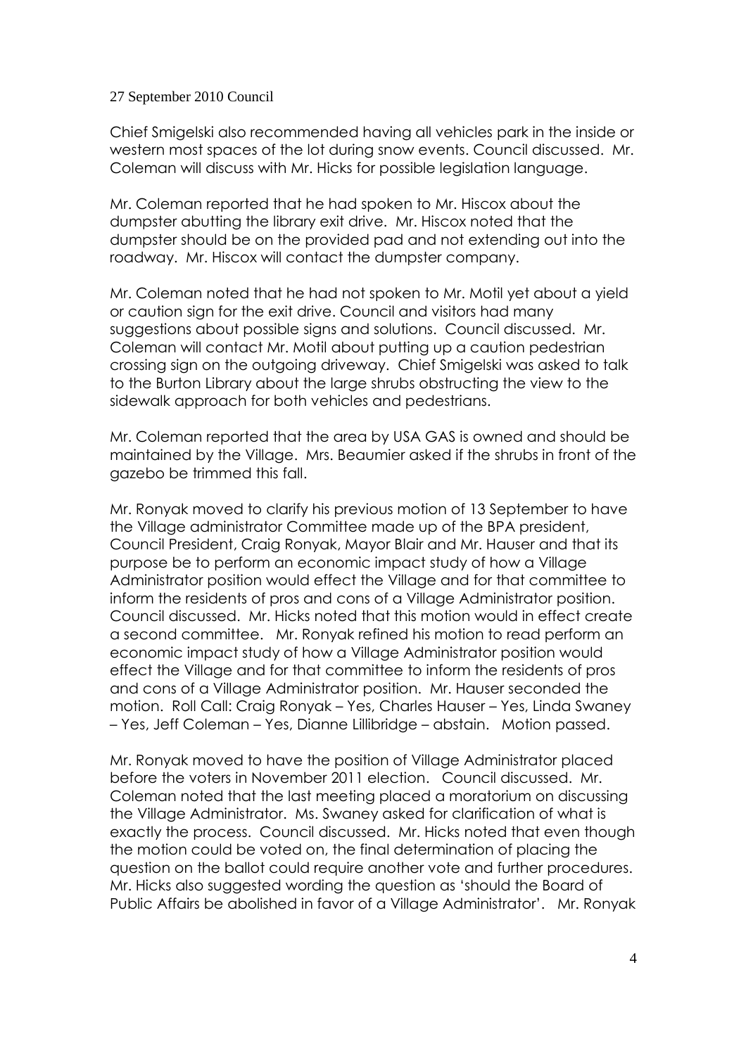27 September 2010 Council

Chief Smigelski also recommended having all vehicles park in the inside or western most spaces of the lot during snow events. Council discussed. Mr. Coleman will discuss with Mr. Hicks for possible legislation language.

Mr. Coleman reported that he had spoken to Mr. Hiscox about the dumpster abutting the library exit drive. Mr. Hiscox noted that the dumpster should be on the provided pad and not extending out into the roadway. Mr. Hiscox will contact the dumpster company.

Mr. Coleman noted that he had not spoken to Mr. Motil yet about a yield or caution sign for the exit drive. Council and visitors had many suggestions about possible signs and solutions. Council discussed. Mr. Coleman will contact Mr. Motil about putting up a caution pedestrian crossing sign on the outgoing driveway. Chief Smigelski was asked to talk to the Burton Library about the large shrubs obstructing the view to the sidewalk approach for both vehicles and pedestrians.

Mr. Coleman reported that the area by USA GAS is owned and should be maintained by the Village. Mrs. Beaumier asked if the shrubs in front of the gazebo be trimmed this fall.

Mr. Ronyak moved to clarify his previous motion of 13 September to have the Village administrator Committee made up of the BPA president, Council President, Craig Ronyak, Mayor Blair and Mr. Hauser and that its purpose be to perform an economic impact study of how a Village Administrator position would effect the Village and for that committee to inform the residents of pros and cons of a Village Administrator position. Council discussed. Mr. Hicks noted that this motion would in effect create a second committee. Mr. Ronyak refined his motion to read perform an economic impact study of how a Village Administrator position would effect the Village and for that committee to inform the residents of pros and cons of a Village Administrator position. Mr. Hauser seconded the motion. Roll Call: Craig Ronyak – Yes, Charles Hauser – Yes, Linda Swaney – Yes, Jeff Coleman – Yes, Dianne Lillibridge – abstain. Motion passed.

Mr. Ronyak moved to have the position of Village Administrator placed before the voters in November 2011 election. Council discussed. Mr. Coleman noted that the last meeting placed a moratorium on discussing the Village Administrator. Ms. Swaney asked for clarification of what is exactly the process. Council discussed. Mr. Hicks noted that even though the motion could be voted on, the final determination of placing the question on the ballot could require another vote and further procedures. Mr. Hicks also suggested wording the question as 'should the Board of Public Affairs be abolished in favor of a Village Administrator'. Mr. Ronyak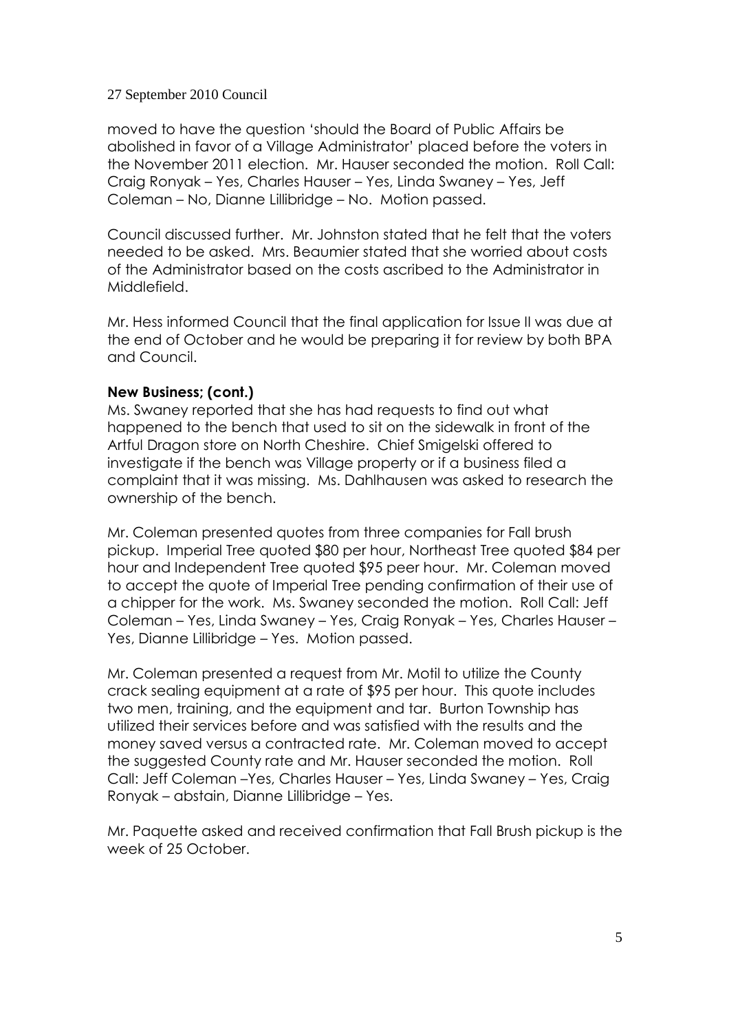moved to have the question 'should the Board of Public Affairs be abolished in favor of a Village Administrator' placed before the voters in the November 2011 election. Mr. Hauser seconded the motion. Roll Call: Craig Ronyak – Yes, Charles Hauser – Yes, Linda Swaney – Yes, Jeff Coleman – No, Dianne Lillibridge – No. Motion passed.

Council discussed further. Mr. Johnston stated that he felt that the voters needed to be asked. Mrs. Beaumier stated that she worried about costs of the Administrator based on the costs ascribed to the Administrator in Middlefield.

Mr. Hess informed Council that the final application for Issue II was due at the end of October and he would be preparing it for review by both BPA and Council.

**New Business; (cont.)**

Ms. Swaney reported that she has had requests to find out what happened to the bench that used to sit on the sidewalk in front of the Artful Dragon store on North Cheshire. Chief Smigelski offered to investigate if the bench was Village property or if a business filed a complaint that it was missing. Ms. Dahlhausen was asked to research the ownership of the bench.

Mr. Coleman presented quotes from three companies for Fall brush pickup. Imperial Tree quoted $80 per hour, Northeast Tree quoted $84 per hour and Independent Tree quoted $95 peer hour. Mr. Coleman moved to accept the quote of Imperial Tree pending confirmation of their use of a chipper for the work. Ms. Swaney seconded the motion. Roll Call: Jeff Coleman – Yes, Linda Swaney – Yes, Craig Ronyak – Yes, Charles Hauser – Yes, Dianne Lillibridge – Yes. Motion passed.

Mr. Coleman presented a request from Mr. Motil to utilize the County crack sealing equipment at a rate of $95 per hour. This quote includes two men, training, and the equipment and tar. Burton Township has utilized their services before and was satisfied with the results and the money saved versus a contracted rate. Mr. Coleman moved to accept the suggested County rate and Mr. Hauser seconded the motion. Roll Call: Jeff Coleman –Yes, Charles Hauser – Yes, Linda Swaney – Yes, Craig Ronyak – abstain, Dianne Lillibridge – Yes.

Mr. Paquette asked and received confirmation that Fall Brush pickup is the week of 25 October.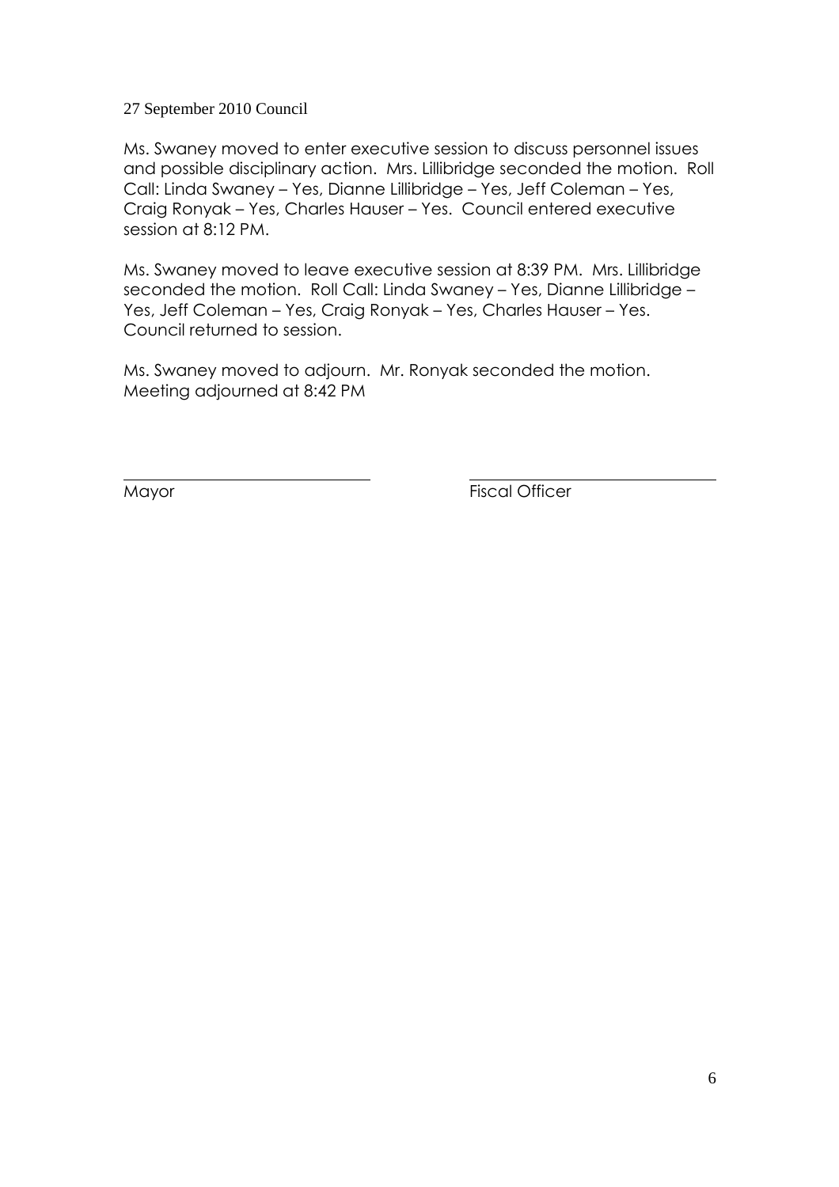Ms. Swaney moved to enter executive session to discuss personnel issues and possible disciplinary action. Mrs. Lillibridge seconded the motion. Roll Call: Linda Swaney – Yes, Dianne Lillibridge – Yes, Jeff Coleman – Yes, Craig Ronyak – Yes, Charles Hauser – Yes. Council entered executive session at 8:12 PM.

Ms. Swaney moved to leave executive session at 8:39 PM. Mrs. Lillibridge seconded the motion. Roll Call: Linda Swaney – Yes, Dianne Lillibridge – Yes, Jeff Coleman – Yes, Craig Ronyak – Yes, Charles Hauser – Yes. Council returned to session.

Ms. Swaney moved to adjourn. Mr. Ronyak seconded the motion. Meeting adjourned at 8:42 PM

\_\_\_\_\_\_\_\_\_\_\_\_\_\_\_\_\_\_\_\_\_\_\_\_\_\_\_\_ \_\_\_\_\_\_\_\_\_\_\_\_\_\_\_\_\_\_\_\_\_\_\_\_\_\_\_\_

Mayor Fiscal Officer